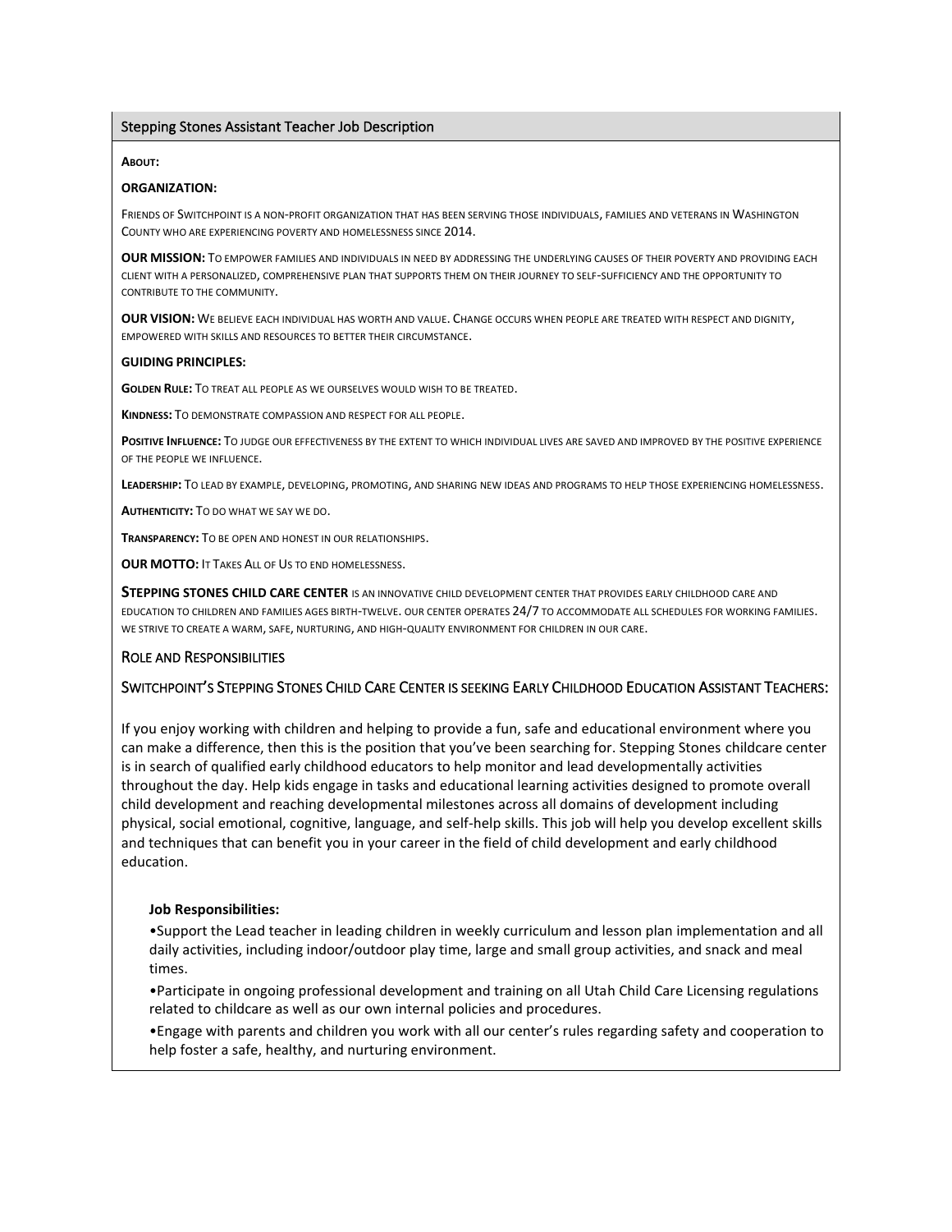## Stepping Stones Assistant Teacher Job Description

**About:**

**ORGANIZATION:**

Friends of Switchpoint is a non-profit organization that has been serving those individuals, families and veterans in Washington County who are experiencing poverty and homelessness since 2014.

**OUR MISSION:** To empower families and individuals in need by addressing the underlying causes of their poverty and providing each client with a personalized, comprehensive plan that supports them on their journey to self-sufficiency and the opportunity to contribute to the community.

**OUR VISION:** We believe each individual has worth and value. Change occurs when people are treated with respect and dignity, empowered with skills and resources to better their circumstance.

**GUIDING PRINCIPLES:**

**Golden Rule:** To treat all people as we ourselves would wish to be treated.

**Kindness:** To demonstrate compassion and respect for all people.

**Positive Influence:** To judge our effectiveness by the extent to which individual lives are saved and improved by the positive experience of the people we influence.

**Leadership:** To lead by example, developing, promoting, and sharing new ideas and programs to help those experiencing homelessness.

**Authenticity:** To do what we say we do.

**Transparency:** To be open and honest in our relationships.

**OUR MOTTO:** It Takes All of Us to end homelessness.

**STEPPING STONES CHILD CARE CENTER** is an innovative child development center that provides early childhood care and education to children and families ages birth-twelve. Our center operates 24/7 to accommodate all schedules for working families. We strive to create a warm, safe, nurturing, and high-quality environment for children in our care.

### Role and Responsibilities

### Switchpoint's Stepping Stones Child Care Center is seeking Early Childhood Education Assistant Teachers:

If you enjoy working with children and helping to provide a fun, safe and educational environment where you can make a difference, then this is the position that you've been searching for. Stepping Stones childcare center is in search of qualified early childhood educators to help monitor and lead developmentally activities throughout the day. Help kids engage in tasks and educational learning activities designed to promote overall child development and reaching developmental milestones across all domains of development including physical, social emotional, cognitive, language, and self-help skills. This job will help you develop excellent skills and techniques that can benefit you in your career in the field of child development and early childhood education.

**Job Responsibilities:**

- Support the Lead teacher in leading children in weekly curriculum and lesson plan implementation and all daily activities, including indoor/outdoor play time, large and small group activities, and snack and meal times.
- Participate in ongoing professional development and training on all Utah Child Care Licensing regulations related to childcare as well as our own internal policies and procedures.
- Engage with parents and children you work with all our center's rules regarding safety and cooperation to help foster a safe, healthy, and nurturing environment.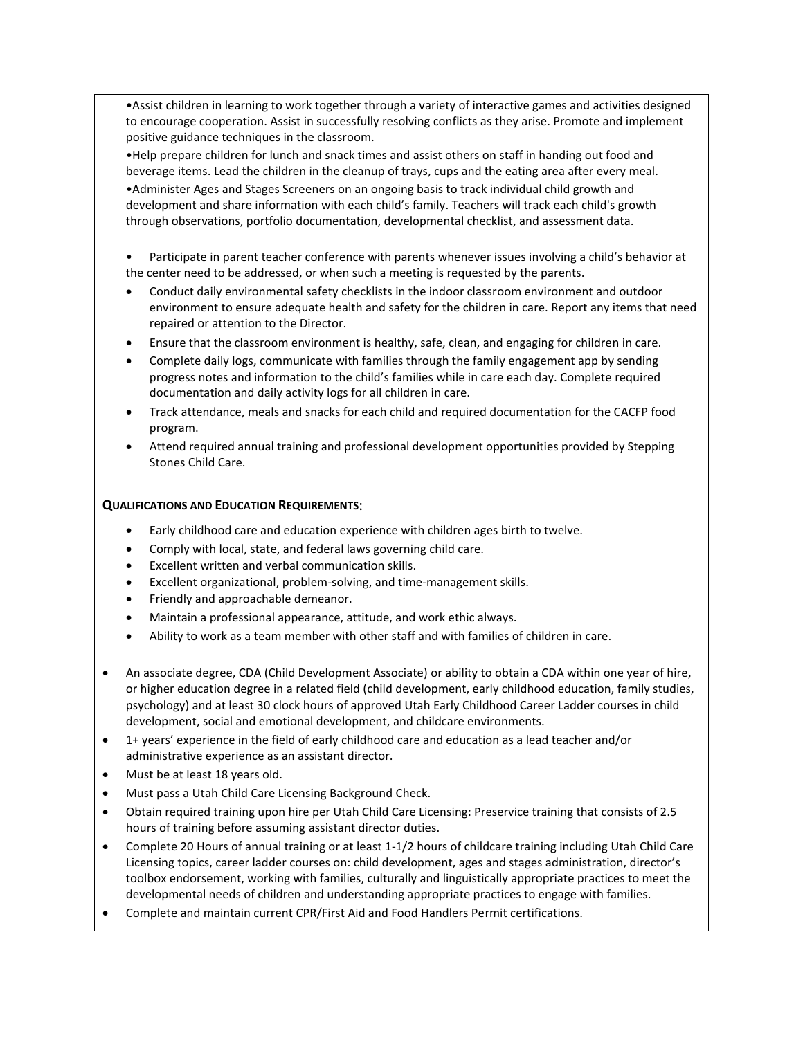- Assist children in learning to work together through a variety of interactive games and activities designed to encourage cooperation. Assist in successfully resolving conflicts as they arise. Promote and implement positive guidance techniques in the classroom.
- Help prepare children for lunch and snack times and assist others on staff in handing out food and beverage items. Lead the children in the cleanup of trays, cups and the eating area after every meal.
- Administer Ages and Stages Screeners on an ongoing basis to track individual child growth and development and share information with each child's family. Teachers will track each child's growth through observations, portfolio documentation, developmental checklist, and assessment data.

- Participate in parent teacher conference with parents whenever issues involving a child's behavior at the center need to be addressed, or when such a meeting is requested by the parents.
- Conduct daily environmental safety checklists in the indoor classroom environment and outdoor environment to ensure adequate health and safety for the children in care. Report any items that need repaired or attention to the Director.
- Ensure that the classroom environment is healthy, safe, clean, and engaging for children in care.
- Complete daily logs, communicate with families through the family engagement app by sending progress notes and information to the child's families while in care each day. Complete required documentation and daily activity logs for all children in care.
- Track attendance, meals and snacks for each child and required documentation for the CACFP food program.
- Attend required annual training and professional development opportunities provided by Stepping Stones Child Care.

**QUALIFICATIONS AND EDUCATION REQUIREMENTS:**

- Early childhood care and education experience with children ages birth to twelve.
- Comply with local, state, and federal laws governing child care.
- Excellent written and verbal communication skills.
- Excellent organizational, problem-solving, and time-management skills.
- Friendly and approachable demeanor.
- Maintain a professional appearance, attitude, and work ethic always.
- Ability to work as a team member with other staff and with families of children in care.

- An associate degree, CDA (Child Development Associate) or ability to obtain a CDA within one year of hire, or higher education degree in a related field (child development, early childhood education, family studies, psychology) and at least 30 clock hours of approved Utah Early Childhood Career Ladder courses in child development, social and emotional development, and childcare environments.
- 1+ years' experience in the field of early childhood care and education as a lead teacher and/or administrative experience as an assistant director.
- Must be at least 18 years old.
- Must pass a Utah Child Care Licensing Background Check.
- Obtain required training upon hire per Utah Child Care Licensing: Preservice training that consists of 2.5 hours of training before assuming assistant director duties.
- Complete 20 Hours of annual training or at least 1-1/2 hours of childcare training including Utah Child Care Licensing topics, career ladder courses on: child development, ages and stages administration, director's toolbox endorsement, working with families, culturally and linguistically appropriate practices to meet the developmental needs of children and understanding appropriate practices to engage with families.
- Complete and maintain current CPR/First Aid and Food Handlers Permit certifications.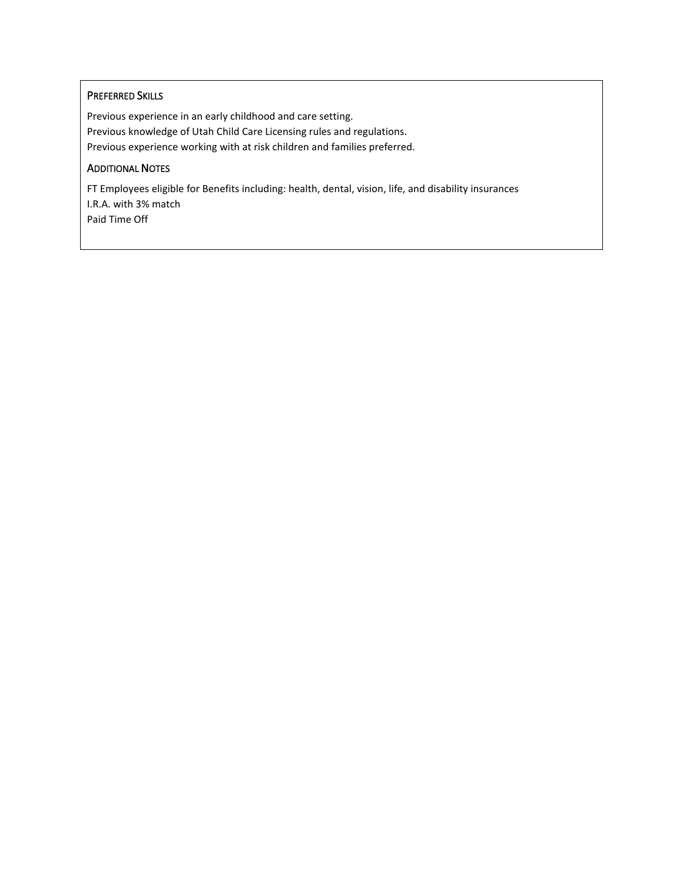## Preferred Skills

Previous experience in an early childhood and care setting.
Previous knowledge of Utah Child Care Licensing rules and regulations.
Previous experience working with at risk children and families preferred.

## Additional Notes

FT Employees eligible for Benefits including: health, dental, vision, life, and disability insurances
I.R.A. with 3% match
Paid Time Off